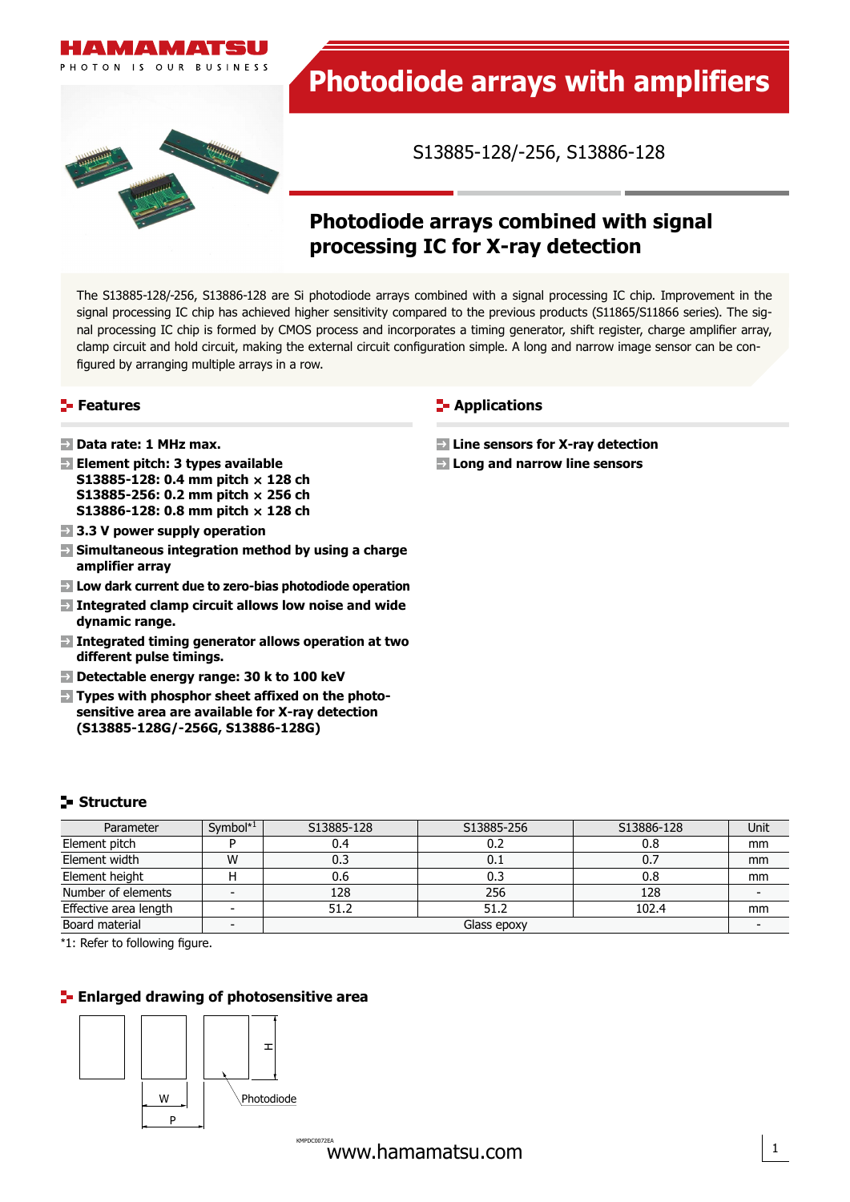# Photodiode arrays with amplifiers

S13885-128/-256, S13886-128

## Photodiode arrays combined with signal processing IC for X-ray detection

The S13885-128/-256, S13886-128 are Si photodiode arrays combined with a signal processing IC chip. Improvement in the signal processing IC chip has achieved higher sensitivity compared to the previous products (S11865/S11866 series). The signal processing IC chip is formed by CMOS process and incorporates a timing generator, shift register, charge amplifier array, clamp circuit and hold circuit, making the external circuit configuration simple. A long and narrow image sensor can be configured by arranging multiple arrays in a row.

### Features

- **Data rate: 1 MHz max.**
- **Element pitch: 3 types available**
  **S13885-128: 0.4 mm pitch × 128 ch**
  **S13885-256: 0.2 mm pitch × 256 ch**
  **S13886-128: 0.8 mm pitch × 128 ch**
- **3.3 V power supply operation**
- **Simultaneous integration method by using a charge amplifier array**
- **Low dark current due to zero-bias photodiode operation**
- **Integrated clamp circuit allows low noise and wide dynamic range.**
- **Integrated timing generator allows operation at two different pulse timings.**
- **Detectable energy range: 30 k to 100 keV**
- **Types with phosphor sheet affixed on the photosensitive area are available for X-ray detection (S13885-128G/-256G, S13886-128G)**

### Applications

- **Line sensors for X-ray detection**
- **Long and narrow line sensors**

### Structure

| Parameter | Symbol*1 | S13885-128 | S13885-256 | S13886-128 | Unit |
|---|---|---|---|---|---|
| Element pitch | P | 0.4 | 0.2 | 0.8 | mm |
| Element width | W | 0.3 | 0.1 | 0.7 | mm |
| Element height | H | 0.6 | 0.3 | 0.8 | mm |
| Number of elements | - | 128 | 256 | 128 | - |
| Effective area length | - | 51.2 | 51.2 | 102.4 | mm |
| Board material | - | Glass epoxy | | | - |

*1: Refer to following figure.

### Enlarged drawing of photosensitive area

H

W

P

Photodiode

KMPDC0072EA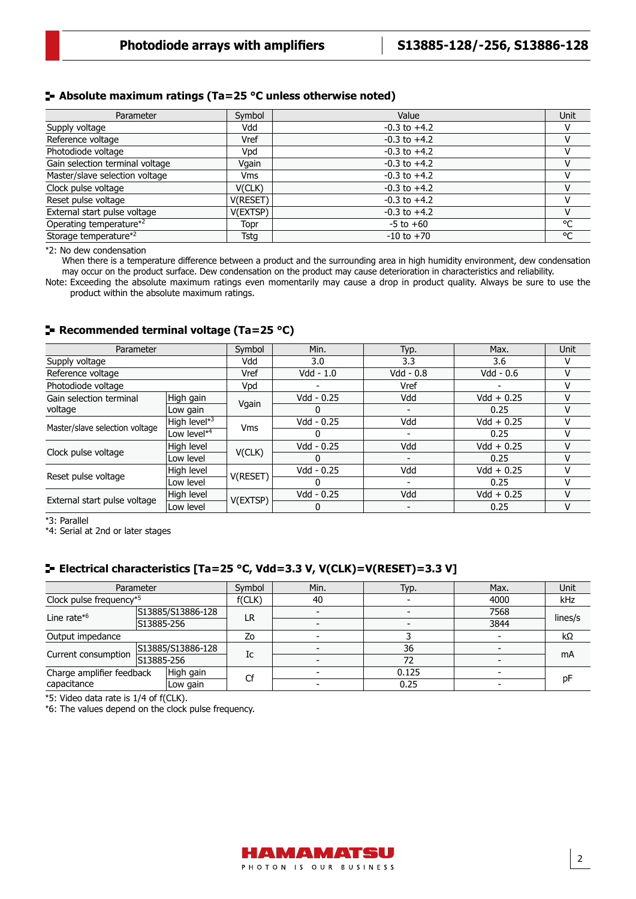## Absolute maximum ratings (Ta=25 °C unless otherwise noted)

| Parameter | Symbol | Value | Unit |
|---|---|---|---|
| Supply voltage | Vdd | -0.3 to +4.2 | V |
| Reference voltage | Vref | -0.3 to +4.2 | V |
| Photodiode voltage | Vpd | -0.3 to +4.2 | V |
| Gain selection terminal voltage | Vgain | -0.3 to +4.2 | V |
| Master/slave selection voltage | Vms | -0.3 to +4.2 | V |
| Clock pulse voltage | V(CLK) | -0.3 to +4.2 | V |
| Reset pulse voltage | V(RESET) | -0.3 to +4.2 | V |
| External start pulse voltage | V(EXTSP) | -0.3 to +4.2 | V |
| Operating temperature*2 | Topr | -5 to +60 | °C |
| Storage temperature*2 | Tstg | -10 to +70 | °C |

*2: No dew condensation
When there is a temperature difference between a product and the surrounding area in high humidity environment, dew condensation may occur on the product surface. Dew condensation on the product may cause deterioration in characteristics and reliability.

Note: Exceeding the absolute maximum ratings even momentarily may cause a drop in product quality. Always be sure to use the product within the absolute maximum ratings.

## Recommended terminal voltage (Ta=25 °C)

| Parameter | | Symbol | Min. | Typ. | Max. | Unit |
|---|---|---|---|---|---|---|
| Supply voltage | | Vdd | 3.0 | 3.3 | 3.6 | V |
| Reference voltage | | Vref | Vdd - 1.0 | Vdd - 0.8 | Vdd - 0.6 | V |
| Photodiode voltage | | Vpd | - | Vref | - | V |
| Gain selection terminal voltage | High gain | Vgain | Vdd - 0.25 | Vdd | Vdd + 0.25 | V |
| | Low gain | | 0 | - | 0.25 | V |
| Master/slave selection voltage | High level*3 | Vms | Vdd - 0.25 | Vdd | Vdd + 0.25 | V |
| | Low level*4 | | 0 | - | 0.25 | V |
| Clock pulse voltage | High level | V(CLK) | Vdd - 0.25 | Vdd | Vdd + 0.25 | V |
| | Low level | | 0 | - | 0.25 | V |
| Reset pulse voltage | High level | V(RESET) | Vdd - 0.25 | Vdd | Vdd + 0.25 | V |
| | Low level | | 0 | - | 0.25 | V |
| External start pulse voltage | High level | V(EXTSP) | Vdd - 0.25 | Vdd | Vdd + 0.25 | V |
| | Low level | | 0 | - | 0.25 | V |

*3: Parallel
*4: Serial at 2nd or later stages

## Electrical characteristics [Ta=25 °C, Vdd=3.3 V, V(CLK)=V(RESET)=3.3 V]

| Parameter | | Symbol | Min. | Typ. | Max. | Unit |
|---|---|---|---|---|---|---|
| Clock pulse frequency*5 | | f(CLK) | 40 | - | 4000 | kHz |
| Line rate*6 | S13885/S13886-128 | LR | - | - | 7568 | lines/s |
| | S13885-256 | | - | - | 3844 | |
| Output impedance | | Zo | - | 3 | - | kΩ |
| Current consumption | S13885/S13886-128 | Ic | - | 36 | - | mA |
| | S13885-256 | | - | 72 | - | |
| Charge amplifier feedback capacitance | High gain | Cf | - | 0.125 | - | pF |
| | Low gain | | - | 0.25 | - | |

*5: Video data rate is 1/4 of f(CLK).
*6: The values depend on the clock pulse frequency.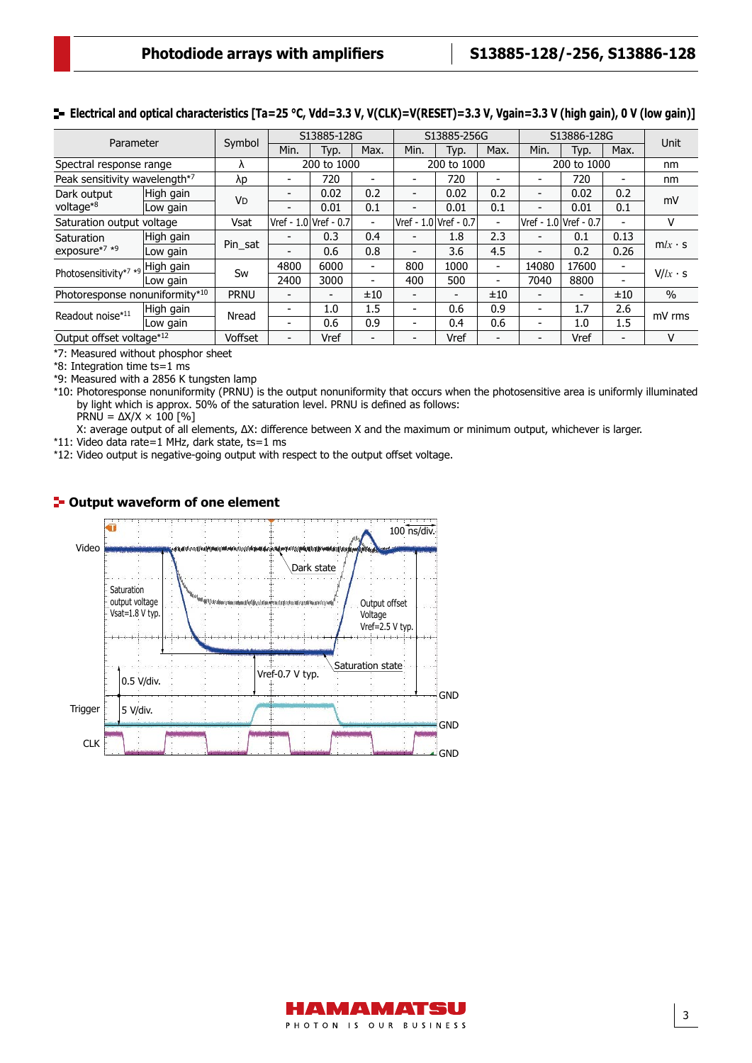## Electrical and optical characteristics [Ta=25 °C, Vdd=3.3 V, V(CLK)=V(RESET)=3.3 V, Vgain=3.3 V (high gain), 0 V (low gain)]

| Parameter | | Symbol | S13885-128G | | | S13885-256G | | | S13886-128G | | | Unit |
|---|---|---|---|---|---|---|---|---|---|---|---|---|
| | | | Min. | Typ. | Max. | Min. | Typ. | Max. | Min. | Typ. | Max. | |
| Spectral response range | | λ | 200 to 1000 | | | 200 to 1000 | | | 200 to 1000 | | | nm |
| Peak sensitivity wavelength*7 | | λp | - | 720 | - | - | 720 | - | - | 720 | - | nm |
| Dark output voltage*8 | High gain | VD | - | 0.02 | 0.2 | - | 0.02 | 0.2 | - | 0.02 | 0.2 | mV |
| | Low gain | | - | 0.01 | 0.1 | - | 0.01 | 0.1 | - | 0.01 | 0.1 | |
| Saturation output voltage | | Vsat | Vref - 1.0 | Vref - 0.7 | - | Vref - 1.0 | Vref - 0.7 | - | Vref - 1.0 | Vref - 0.7 | - | V |
| Saturation exposure*7 *9 | High gain | Pin_sat | - | 0.3 | 0.4 | - | 1.8 | 2.3 | - | 0.1 | 0.13 | m$lx$ · s |
| | Low gain | | - | 0.6 | 0.8 | - | 3.6 | 4.5 | - | 0.2 | 0.26 | |
| Photosensitivity*7 *9 | High gain | Sw | 4800 | 6000 | - | 800 | 1000 | - | 14080 | 17600 | - | V/$lx$ · s |
| | Low gain | | 2400 | 3000 | - | 400 | 500 | - | 7040 | 8800 | - | |
| Photoresponse nonuniformity*10 | | PRNU | - | - | ±10 | - | - | ±10 | - | - | ±10 | % |
| Readout noise*11 | High gain | Nread | - | 1.0 | 1.5 | - | 0.6 | 0.9 | - | 1.7 | 2.6 | mV rms |
| | Low gain | | - | 0.6 | 0.9 | - | 0.4 | 0.6 | - | 1.0 | 1.5 | |
| Output offset voltage*12 | | Voffset | - | Vref | - | - | Vref | - | - | Vref | - | V |

*7: Measured without phosphor sheet
*8: Integration time ts=1 ms
*9: Measured with a 2856 K tungsten lamp
*10: Photoresponse nonuniformity (PRNU) is the output nonuniformity that occurs when the photosensitive area is uniformly illuminated by light which is approx. 50% of the saturation level. PRNU is defined as follows:
PRNU = ΔX/X × 100 [%]
X: average output of all elements, ΔX: difference between X and the maximum or minimum output, whichever is larger.
*11: Video data rate=1 MHz, dark state, ts=1 ms
*12: Video output is negative-going output with respect to the output offset voltage.

## Output waveform of one element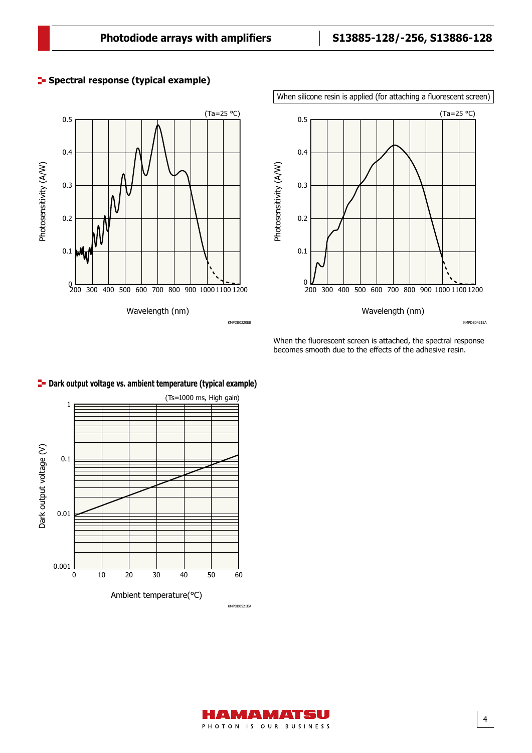## Spectral response (typical example)

(Ta=25 °C)

Photosensitivity (A/W)

Wavelength (nm)

KMPDB0220EB

When silicone resin is applied (for attaching a fluorescent screen)

(Ta=25 °C)

Photosensitivity (A/W)

Wavelength (nm)

KMPDB0421EA

When the fluorescent screen is attached, the spectral response becomes smooth due to the effects of the adhesive resin.

## Dark output voltage vs. ambient temperature (typical example)

(Ts=1000 ms, High gain)

Dark output voltage (V)

Ambient temperature(°C)

KMPDB0521EA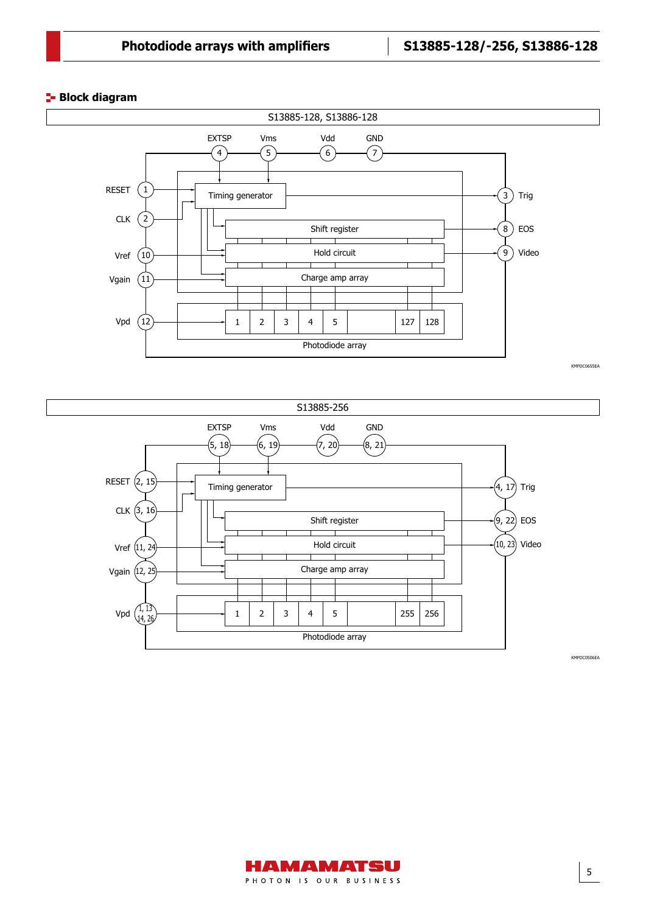## Block diagram

S13885-128, S13886-128

EXTSP 4, Vms 5, Vdd 6, GND 7

RESET 1, CLK 2, Vref 10, Vgain 11, Vpd 12

Timing generator → 3 Trig

Shift register → 8 EOS

Hold circuit → 9 Video

Charge amp array

1 2 3 4 5 127 128

Photodiode array

KMPDC0655EA

S13885-256

EXTSP 5, 18; Vms 6, 19; Vdd 7, 20; GND 8, 21

RESET 2, 15; CLK 3, 16; Vref 11, 24; Vgain 12, 25; Vpd 1, 13, 14, 26

Timing generator → 4, 17 Trig

Shift register → 9, 22 EOS

Hold circuit → 10, 23 Video

Charge amp array

1 2 3 4 5 255 256

Photodiode array

KMPDC0506EA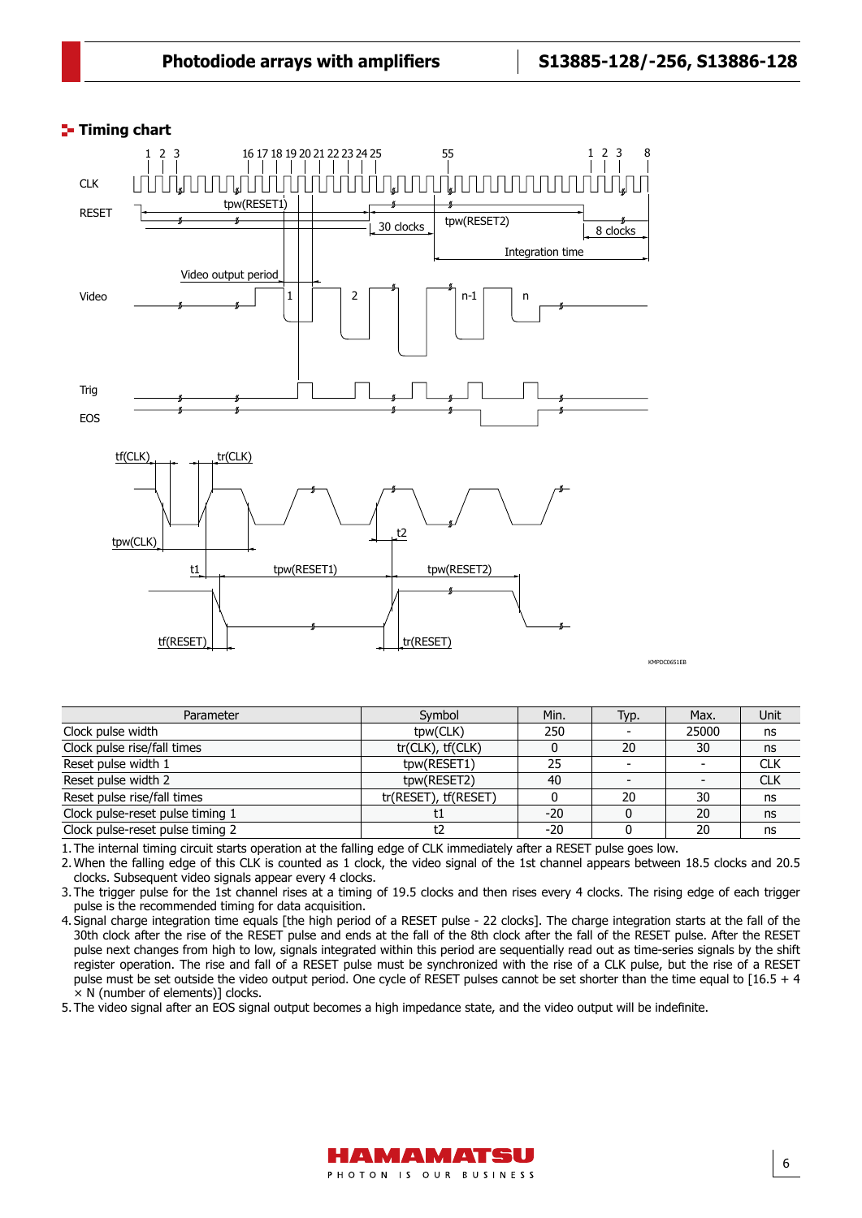## Timing chart

| Parameter | Symbol | Min. | Typ. | Max. | Unit |
|---|---|---|---|---|---|
| Clock pulse width | tpw(CLK) | 250 | - | 25000 | ns |
| Clock pulse rise/fall times | tr(CLK), tf(CLK) | 0 | 20 | 30 | ns |
| Reset pulse width 1 | tpw(RESET1) | 25 | - | - | CLK |
| Reset pulse width 2 | tpw(RESET2) | 40 | - | - | CLK |
| Reset pulse rise/fall times | tr(RESET), tf(RESET) | 0 | 20 | 30 | ns |
| Clock pulse-reset pulse timing 1 | t1 | -20 | 0 | 20 | ns |
| Clock pulse-reset pulse timing 2 | t2 | -20 | 0 | 20 | ns |

1. The internal timing circuit starts operation at the falling edge of CLK immediately after a RESET pulse goes low.
2. When the falling edge of this CLK is counted as 1 clock, the video signal of the 1st channel appears between 18.5 clocks and 20.5 clocks. Subsequent video signals appear every 4 clocks.
3. The trigger pulse for the 1st channel rises at a timing of 19.5 clocks and then rises every 4 clocks. The rising edge of each trigger pulse is the recommended timing for data acquisition.
4. Signal charge integration time equals [the high period of a RESET pulse - 22 clocks]. The charge integration starts at the fall of the 30th clock after the rise of the RESET pulse and ends at the fall of the 8th clock after the fall of the RESET pulse. After the RESET pulse next changes from high to low, signals integrated within this period are sequentially read out as time-series signals by the shift register operation. The rise and fall of a RESET pulse must be synchronized with the rise of a CLK pulse, but the rise of a RESET pulse must be set outside the video output period. One cycle of RESET pulses cannot be set shorter than the time equal to [16.5 + 4 × N (number of elements)] clocks.
5. The video signal after an EOS signal output becomes a high impedance state, and the video output will be indefinite.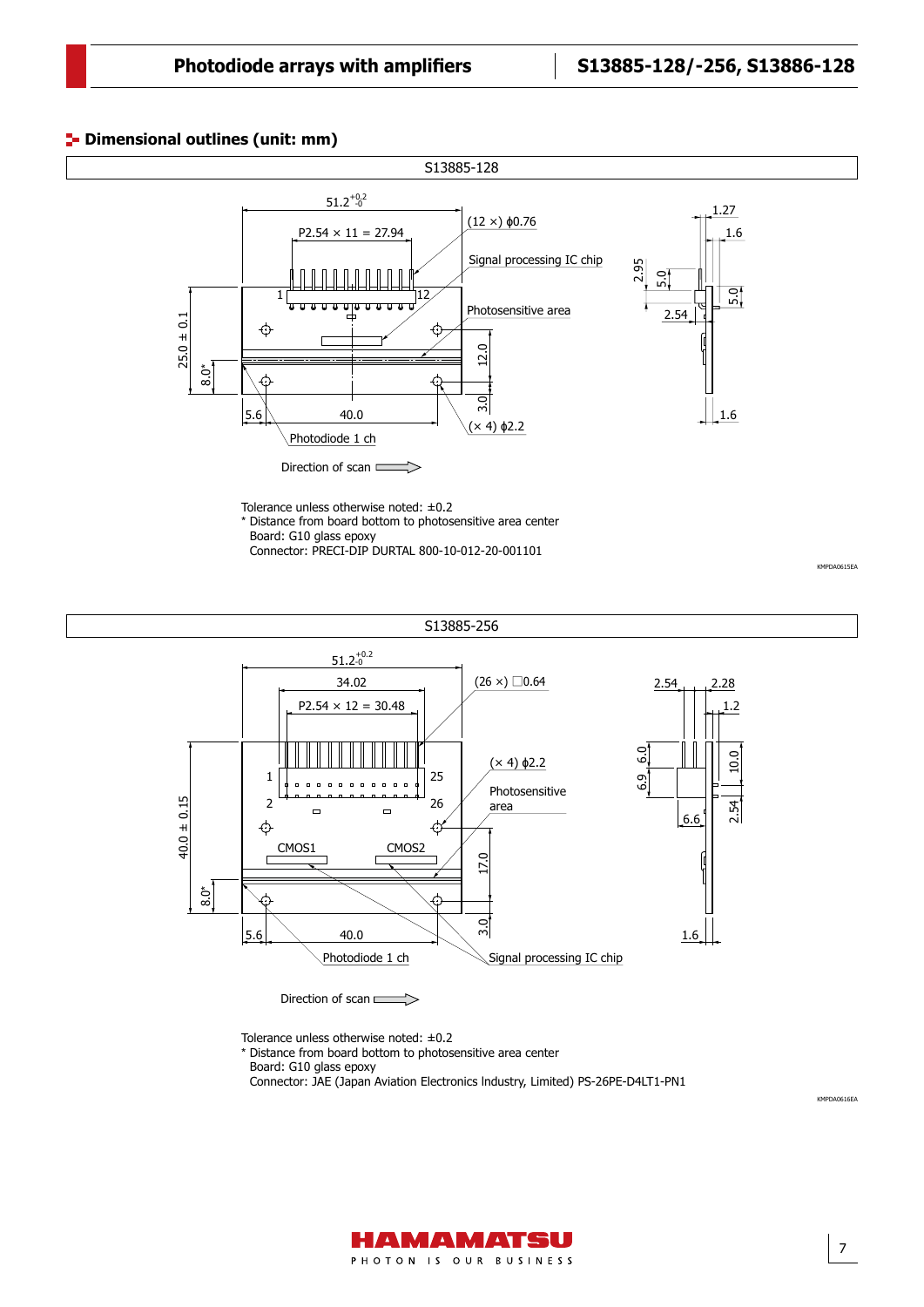## Dimensional outlines (unit: mm)

S13885-128

Direction of scan

Tolerance unless otherwise noted: ±0.2
* Distance from board bottom to photosensitive area center
Board: G10 glass epoxy
Connector: PRECI-DIP DURTAL 800-10-012-20-001101

KMPDA0615EA

S13885-256

Direction of scan

Tolerance unless otherwise noted: ±0.2
* Distance from board bottom to photosensitive area center
Board: G10 glass epoxy
Connector: JAE (Japan Aviation Electronics Industry, Limited) PS-26PE-D4LT1-PN1

KMPDA0616EA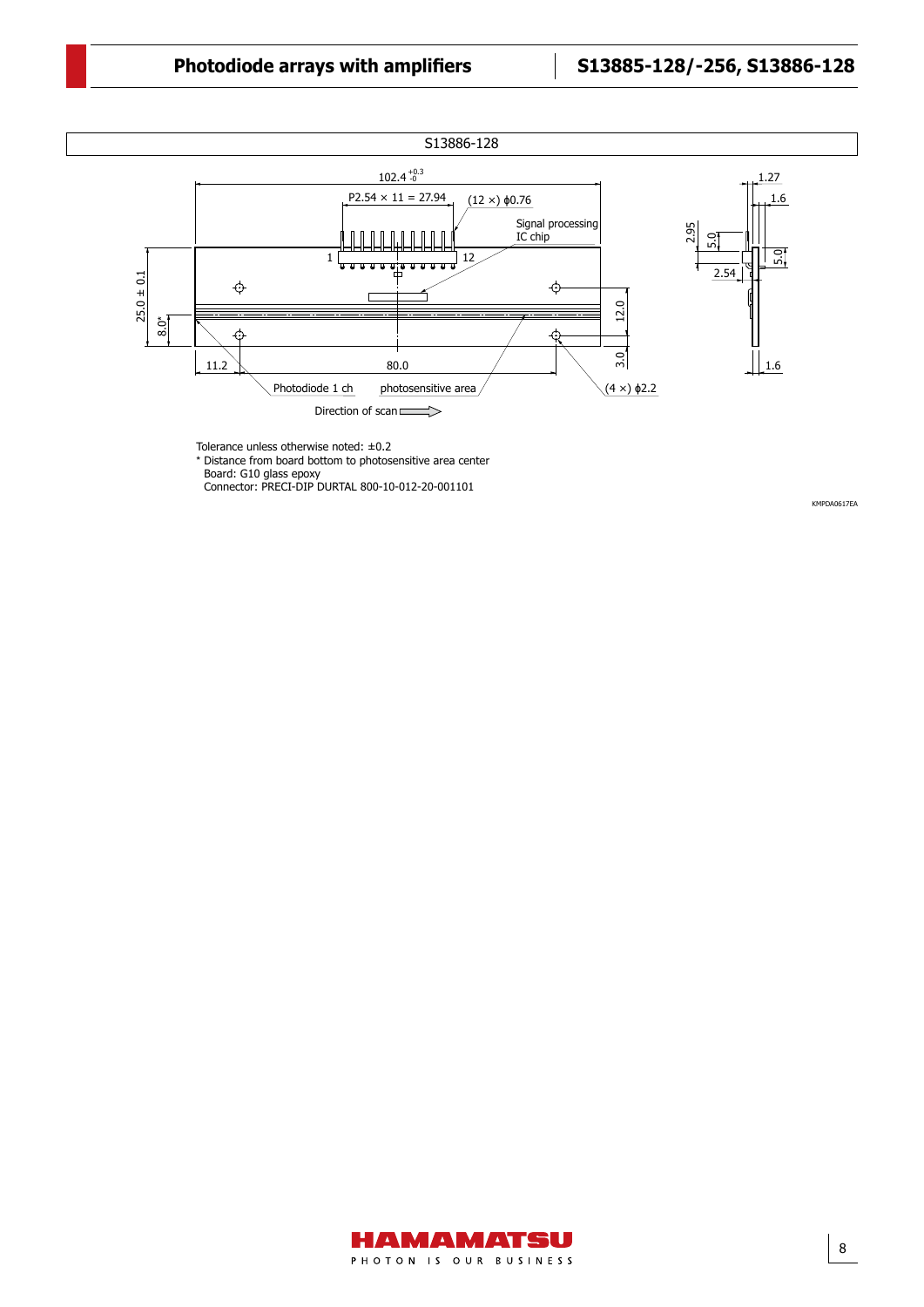S13886-128

102.4 $^{+0.3}_{-0}$

P2.54 × 11 = 27.94

(12 ×) ϕ0.76

Signal processing IC chip

1

12

25.0 ± 0.1

8.0*

11.2

80.0

12.0

3.0

Photodiode 1 ch

photosensitive area

(4 ×) ϕ2.2

Direction of scan

1.27

1.6

2.95

5.0

2.54

5.0

1.6

Tolerance unless otherwise noted: ±0.2

* Distance from board bottom to photosensitive area center

Board: G10 glass epoxy

Connector: PRECI-DIP DURTAL 800-10-012-20-001101

KMPDA0617EA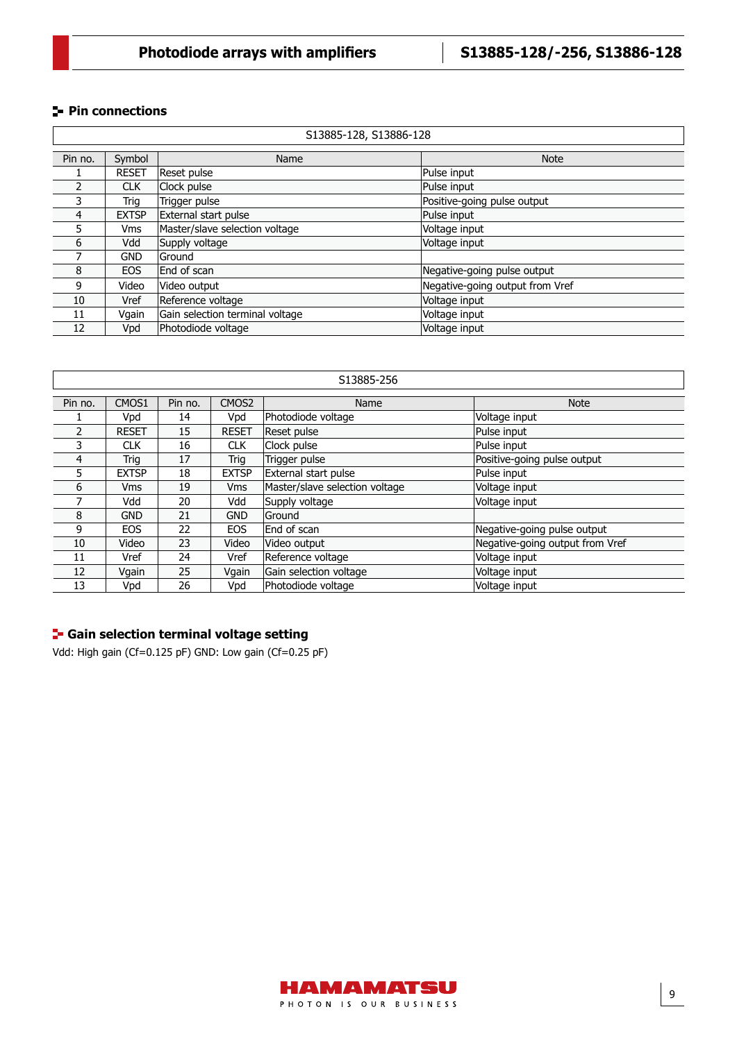## Pin connections

| S13885-128, S13886-128 | | | |
|---|---|---|---|
| Pin no. | Symbol | Name | Note |
| 1 | RESET | Reset pulse | Pulse input |
| 2 | CLK | Clock pulse | Pulse input |
| 3 | Trig | Trigger pulse | Positive-going pulse output |
| 4 | EXTSP | External start pulse | Pulse input |
| 5 | Vms | Master/slave selection voltage | Voltage input |
| 6 | Vdd | Supply voltage | Voltage input |
| 7 | GND | Ground | |
| 8 | EOS | End of scan | Negative-going pulse output |
| 9 | Video | Video output | Negative-going output from Vref |
| 10 | Vref | Reference voltage | Voltage input |
| 11 | Vgain | Gain selection terminal voltage | Voltage input |
| 12 | Vpd | Photodiode voltage | Voltage input |

| S13885-256 | | | | | |
|---|---|---|---|---|---|
| Pin no. | CMOS1 | Pin no. | CMOS2 | Name | Note |
| 1 | Vpd | 14 | Vpd | Photodiode voltage | Voltage input |
| 2 | RESET | 15 | RESET | Reset pulse | Pulse input |
| 3 | CLK | 16 | CLK | Clock pulse | Pulse input |
| 4 | Trig | 17 | Trig | Trigger pulse | Positive-going pulse output |
| 5 | EXTSP | 18 | EXTSP | External start pulse | Pulse input |
| 6 | Vms | 19 | Vms | Master/slave selection voltage | Voltage input |
| 7 | Vdd | 20 | Vdd | Supply voltage | Voltage input |
| 8 | GND | 21 | GND | Ground | |
| 9 | EOS | 22 | EOS | End of scan | Negative-going pulse output |
| 10 | Video | 23 | Video | Video output | Negative-going output from Vref |
| 11 | Vref | 24 | Vref | Reference voltage | Voltage input |
| 12 | Vgain | 25 | Vgain | Gain selection voltage | Voltage input |
| 13 | Vpd | 26 | Vpd | Photodiode voltage | Voltage input |

## Gain selection terminal voltage setting

Vdd: High gain (Cf=0.125 pF) GND: Low gain (Cf=0.25 pF)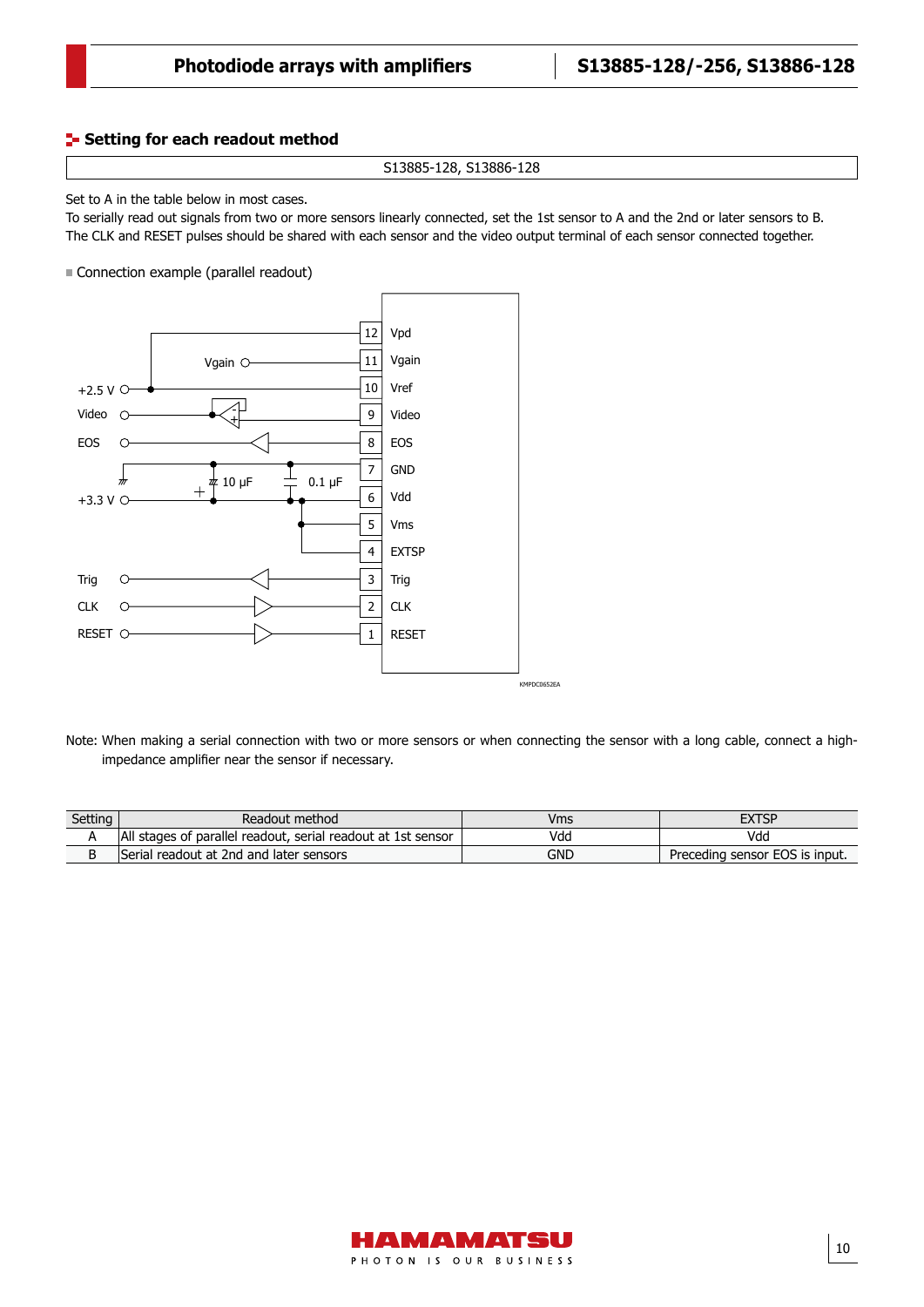## Setting for each readout method

| S13885-128, S13886-128 |
|---|

Set to A in the table below in most cases.
To serially read out signals from two or more sensors linearly connected, set the 1st sensor to A and the 2nd or later sensors to B. The CLK and RESET pulses should be shared with each sensor and the video output terminal of each sensor connected together.

■ Connection example (parallel readout)

Note: When making a serial connection with two or more sensors or when connecting the sensor with a long cable, connect a high-impedance amplifier near the sensor if necessary.

| Setting | Readout method | Vms | EXTSP |
|---|---|---|---|
| A | All stages of parallel readout, serial readout at 1st sensor | Vdd | Vdd |
| B | Serial readout at 2nd and later sensors | GND | Preceding sensor EOS is input. |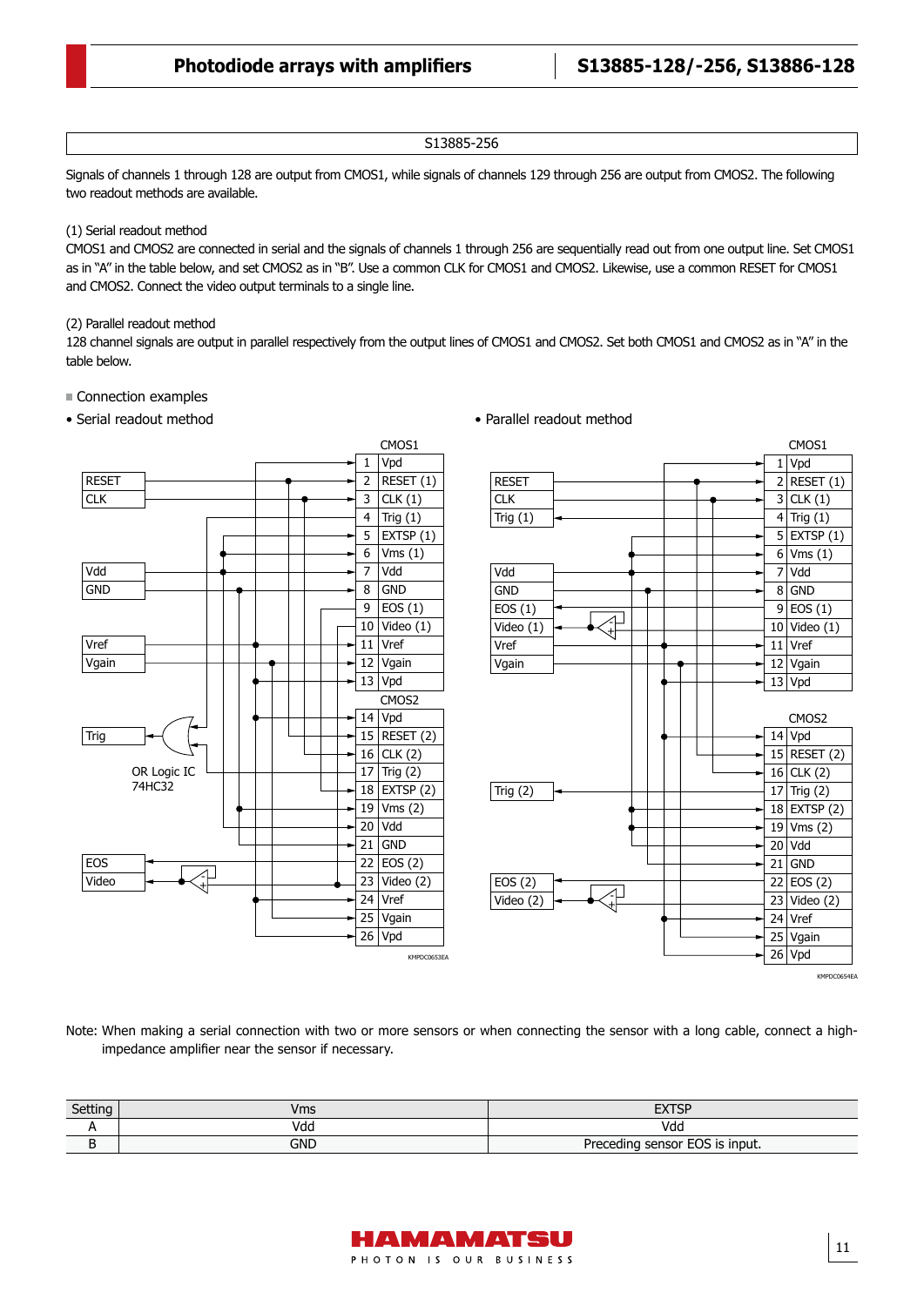S13885-256

Signals of channels 1 through 128 are output from CMOS1, while signals of channels 129 through 256 are output from CMOS2. The following two readout methods are available.

(1) Serial readout method
CMOS1 and CMOS2 are connected in serial and the signals of channels 1 through 256 are sequentially read out from one output line. Set CMOS1 as in “A” in the table below, and set CMOS2 as in “B”. Use a common CLK for CMOS1 and CMOS2. Likewise, use a common RESET for CMOS1 and CMOS2. Connect the video output terminals to a single line.

(2) Parallel readout method
128 channel signals are output in parallel respectively from the output lines of CMOS1 and CMOS2. Set both CMOS1 and CMOS2 as in “A” in the table below.

■ Connection examples

• Serial readout method

CMOS1: 1 Vpd, 2 RESET (1), 3 CLK (1), 4 Trig (1), 5 EXTSP (1), 6 Vms (1), 7 Vdd, 8 GND, 9 EOS (1), 10 Video (1), 11 Vref, 12 Vgain, 13 Vpd
CMOS2: 14 Vpd, 15 RESET (2), 16 CLK (2), 17 Trig (2), 18 EXTSP (2), 19 Vms (2), 20 Vdd, 21 GND, 22 EOS (2), 23 Video (2), 24 Vref, 25 Vgain, 26 Vpd

RESET, CLK, Vdd, GND, Vref, Vgain, Trig, EOS, Video

OR Logic IC 74HC32

KMPDC0653EA

• Parallel readout method

CMOS1: 1 Vpd, 2 RESET (1), 3 CLK (1), 4 Trig (1), 5 EXTSP (1), 6 Vms (1), 7 Vdd, 8 GND, 9 EOS (1), 10 Video (1), 11 Vref, 12 Vgain, 13 Vpd
CMOS2: 14 Vpd, 15 RESET (2), 16 CLK (2), 17 Trig (2), 18 EXTSP (2), 19 Vms (2), 20 Vdd, 21 GND, 22 EOS (2), 23 Video (2), 24 Vref, 25 Vgain, 26 Vpd

RESET, CLK, Trig (1), Vdd, GND, EOS (1), Video (1), Vref, Vgain, Trig (2), EOS (2), Video (2)

KMPDC0654EA

Note: When making a serial connection with two or more sensors or when connecting the sensor with a long cable, connect a high-impedance amplifier near the sensor if necessary.

| Setting | Vms | EXTSP |
|---|---|---|
| A | Vdd | Vdd |
| B | GND | Preceding sensor EOS is input. |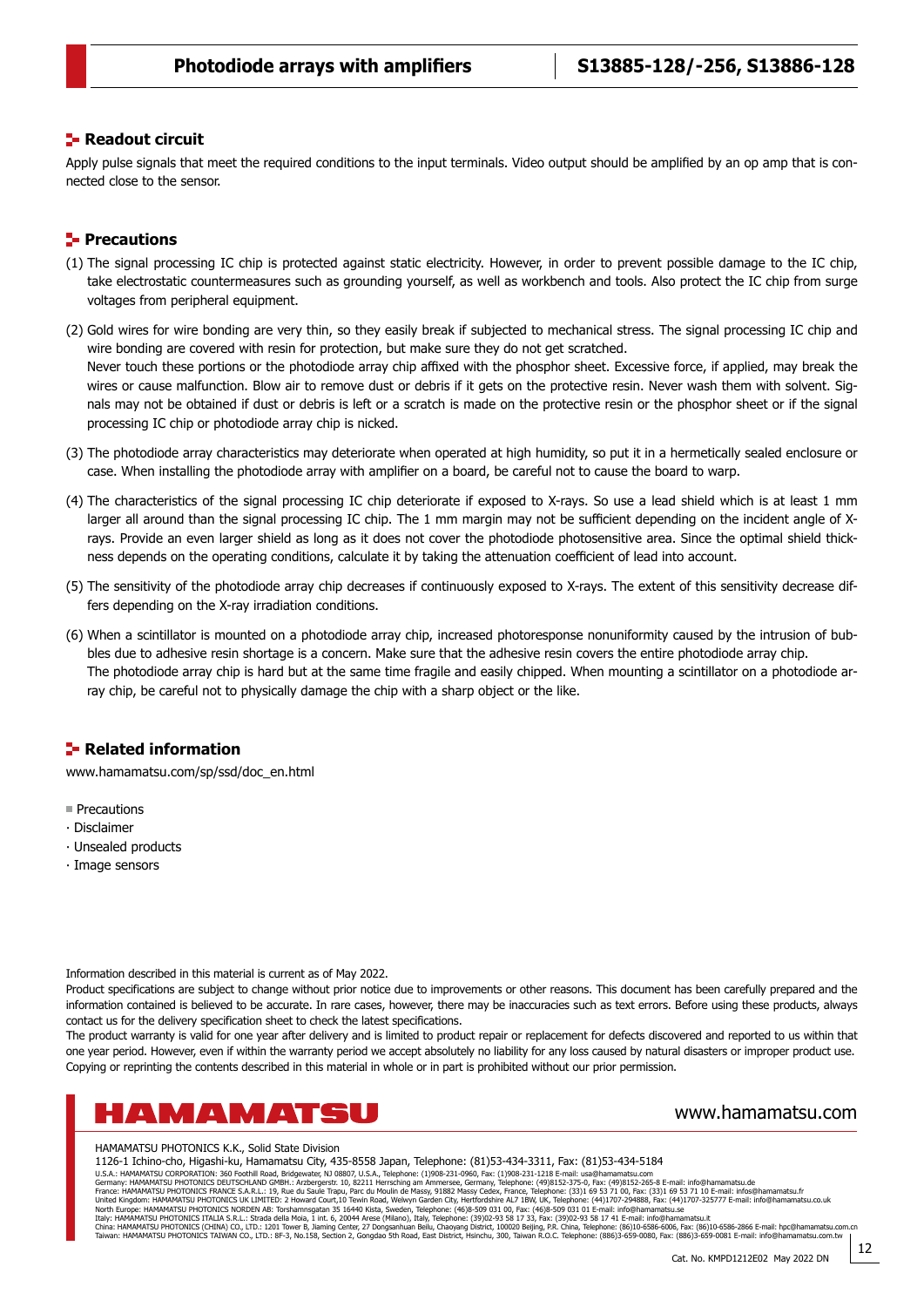## Readout circuit

Apply pulse signals that meet the required conditions to the input terminals. Video output should be amplified by an op amp that is connected close to the sensor.

## Precautions

(1) The signal processing IC chip is protected against static electricity. However, in order to prevent possible damage to the IC chip, take electrostatic countermeasures such as grounding yourself, as well as workbench and tools. Also protect the IC chip from surge voltages from peripheral equipment.

(2) Gold wires for wire bonding are very thin, so they easily break if subjected to mechanical stress. The signal processing IC chip and wire bonding are covered with resin for protection, but make sure they do not get scratched.
Never touch these portions or the photodiode array chip affixed with the phosphor sheet. Excessive force, if applied, may break the wires or cause malfunction. Blow air to remove dust or debris if it gets on the protective resin. Never wash them with solvent. Signals may not be obtained if dust or debris is left or a scratch is made on the protective resin or the phosphor sheet or if the signal processing IC chip or photodiode array chip is nicked.

(3) The photodiode array characteristics may deteriorate when operated at high humidity, so put it in a hermetically sealed enclosure or case. When installing the photodiode array with amplifier on a board, be careful not to cause the board to warp.

(4) The characteristics of the signal processing IC chip deteriorate if exposed to X-rays. So use a lead shield which is at least 1 mm larger all around than the signal processing IC chip. The 1 mm margin may not be sufficient depending on the incident angle of X-rays. Provide an even larger shield as long as it does not cover the photodiode photosensitive area. Since the optimal shield thickness depends on the operating conditions, calculate it by taking the attenuation coefficient of lead into account.

(5) The sensitivity of the photodiode array chip decreases if continuously exposed to X-rays. The extent of this sensitivity decrease differs depending on the X-ray irradiation conditions.

(6) When a scintillator is mounted on a photodiode array chip, increased photoresponse nonuniformity caused by the intrusion of bubbles due to adhesive resin shortage is a concern. Make sure that the adhesive resin covers the entire photodiode array chip.
The photodiode array chip is hard but at the same time fragile and easily chipped. When mounting a scintillator on a photodiode array chip, be careful not to physically damage the chip with a sharp object or the like.

## Related information

www.hamamatsu.com/sp/ssd/doc_en.html

■ Precautions
· Disclaimer
· Unsealed products
· Image sensors

Information described in this material is current as of May 2022.
Product specifications are subject to change without prior notice due to improvements or other reasons. This document has been carefully prepared and the information contained is believed to be accurate. In rare cases, however, there may be inaccuracies such as text errors. Before using these products, always contact us for the delivery specification sheet to check the latest specifications.
The product warranty is valid for one year after delivery and is limited to product repair or replacement for defects discovered and reported to us within that one year period. However, even if within the warranty period we accept absolutely no liability for any loss caused by natural disasters or improper product use.
Copying or reprinting the contents described in this material in whole or in part is prohibited without our prior permission.

HAMAMATSU

www.hamamatsu.com

HAMAMATSU PHOTONICS K.K., Solid State Division
1126-1 Ichino-cho, Higashi-ku, Hamamatsu City, 435-8558 Japan, Telephone: (81)53-434-3311, Fax: (81)53-434-5184
U.S.A.: HAMAMATSU CORPORATION: 360 Foothill Road, Bridgewater, NJ 08807, U.S.A., Telephone: (1)908-231-0960, Fax: (1)908-231-1218 E-mail: usa@hamamatsu.com
Germany: HAMAMATSU PHOTONICS DEUTSCHLAND GMBH.: Arzbergerstr. 10, 82211 Herrsching am Ammersee, Germany, Telephone: (49)8152-375-0, Fax: (49)8152-265-8 E-mail: info@hamamatsu.de
France: HAMAMATSU PHOTONICS FRANCE S.A.R.L.: 19, Rue du Saule Trapu, Parc du Moulin de Massy, 91882 Massy Cedex, France, Telephone: (33)1 69 53 71 00, Fax: (33)1 69 53 71 10 E-mail: infos@hamamatsu.fr
United Kingdom: HAMAMATSU PHOTONICS UK LIMITED: 2 Howard Court,10 Tewin Road, Welwyn Garden City, Hertfordshire AL7 1BW, UK, Telephone: (44)1707-294888, Fax: (44)1707-325777 E-mail: info@hamamatsu.co.uk
North Europe: HAMAMATSU PHOTONICS NORDEN AB: Torshamnsgatan 35 16440 Kista, Sweden, Telephone: (46)8-509 031 00, Fax: (46)8-509 031 01 E-mail: info@hamamatsu.se
Italy: HAMAMATSU PHOTONICS ITALIA S.R.L.: Strada della Moia, 1 int. 6, 20044 Arese (Milano), Italy, Telephone: (39)02-93 58 17 33, Fax: (39)02-93 58 17 41 E-mail: info@hamamatsu.it
China: HAMAMATSU PHOTONICS (CHINA) CO., LTD.: 1201 Tower B, Jiaming Center, 27 Dongsanhuan Beilu, Chaoyang District, 100020 Beijing, P.R. China, Telephone: (86)10-6586-6006, Fax: (86)10-6586-2866 E-mail: hpc@hamamatsu.com.cn
Taiwan: HAMAMATSU PHOTONICS TAIWAN CO., LTD.: 8F-3, No.158, Section 2, Gongdao 5th Road, East District, Hsinchu, 300, Taiwan R.O.C. Telephone: (886)3-659-0080, Fax: (886)3-659-0081 E-mail: info@hamamatsu.com.tw

Cat. No. KMPD1212E02 May 2022 DN